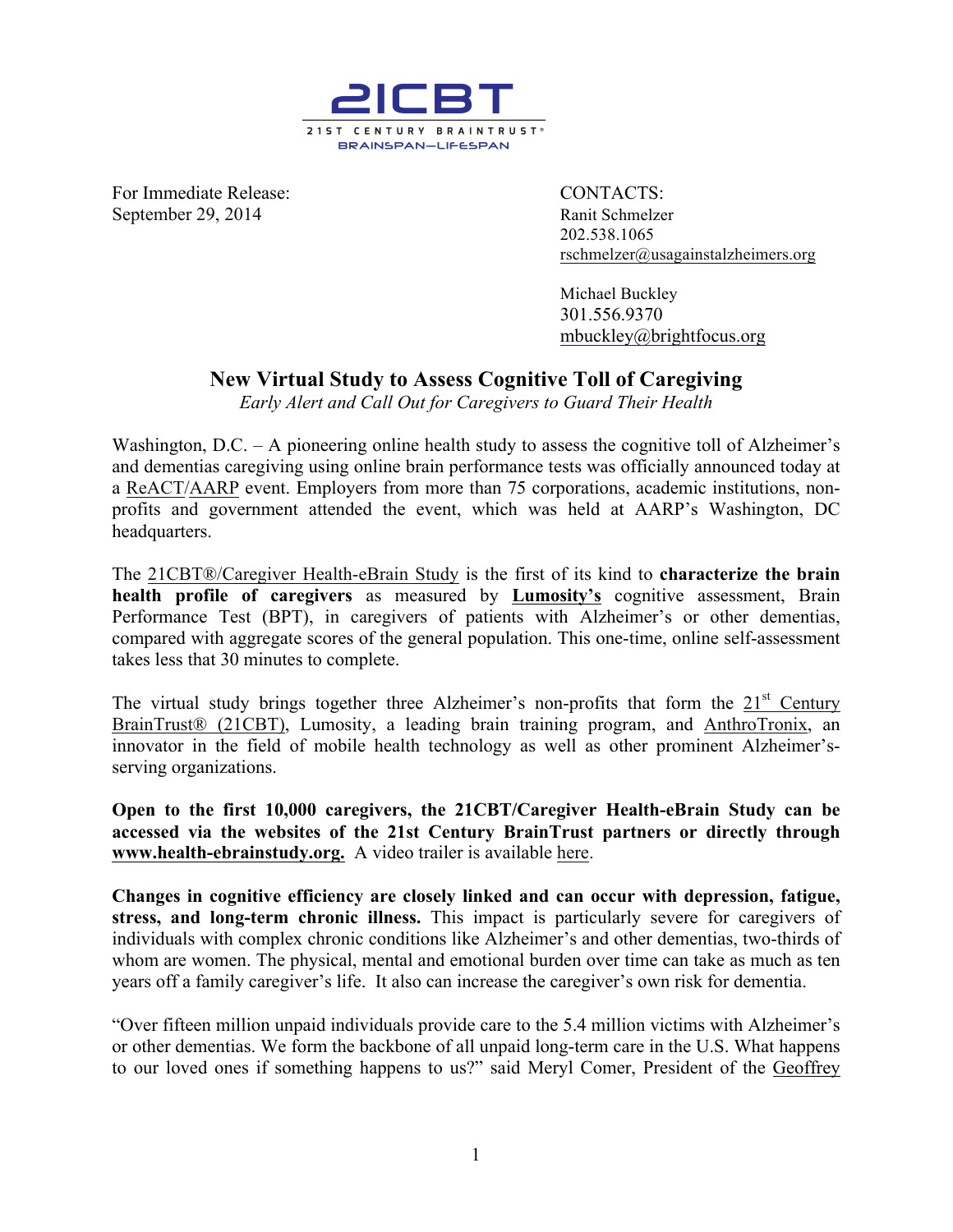**21CBT**

21ST CENTURY BRAINTRUST®
BRAINSPAN—LIFESPAN

For Immediate Release:
September 29, 2014

CONTACTS:
Ranit Schmelzer
202.538.1065
rschmelzer@usagainstalzheimers.org

Michael Buckley
301.556.9370
mbuckley@brightfocus.org

# New Virtual Study to Assess Cognitive Toll of Caregiving

*Early Alert and Call Out for Caregivers to Guard Their Health*

Washington, D.C. – A pioneering online health study to assess the cognitive toll of Alzheimer's and dementias caregiving using online brain performance tests was officially announced today at a ReACT/AARP event. Employers from more than 75 corporations, academic institutions, non-profits and government attended the event, which was held at AARP's Washington, DC headquarters.

The 21CBT®/Caregiver Health-eBrain Study is the first of its kind to **characterize the brain health profile of caregivers** as measured by **Lumosity's** cognitive assessment, Brain Performance Test (BPT), in caregivers of patients with Alzheimer's or other dementias, compared with aggregate scores of the general population. This one-time, online self-assessment takes less that 30 minutes to complete.

The virtual study brings together three Alzheimer's non-profits that form the 21st Century BrainTrust® (21CBT), Lumosity, a leading brain training program, and AnthroTronix, an innovator in the field of mobile health technology as well as other prominent Alzheimer's-serving organizations.

**Open to the first 10,000 caregivers, the 21CBT/Caregiver Health-eBrain Study can be accessed via the websites of the 21st Century BrainTrust partners or directly through www.health-ebrainstudy.org.** A video trailer is available here.

**Changes in cognitive efficiency are closely linked and can occur with depression, fatigue, stress, and long-term chronic illness.** This impact is particularly severe for caregivers of individuals with complex chronic conditions like Alzheimer's and other dementias, two-thirds of whom are women. The physical, mental and emotional burden over time can take as much as ten years off a family caregiver's life. It also can increase the caregiver's own risk for dementia.

"Over fifteen million unpaid individuals provide care to the 5.4 million victims with Alzheimer's or other dementias. We form the backbone of all unpaid long-term care in the U.S. What happens to our loved ones if something happens to us?" said Meryl Comer, President of the Geoffrey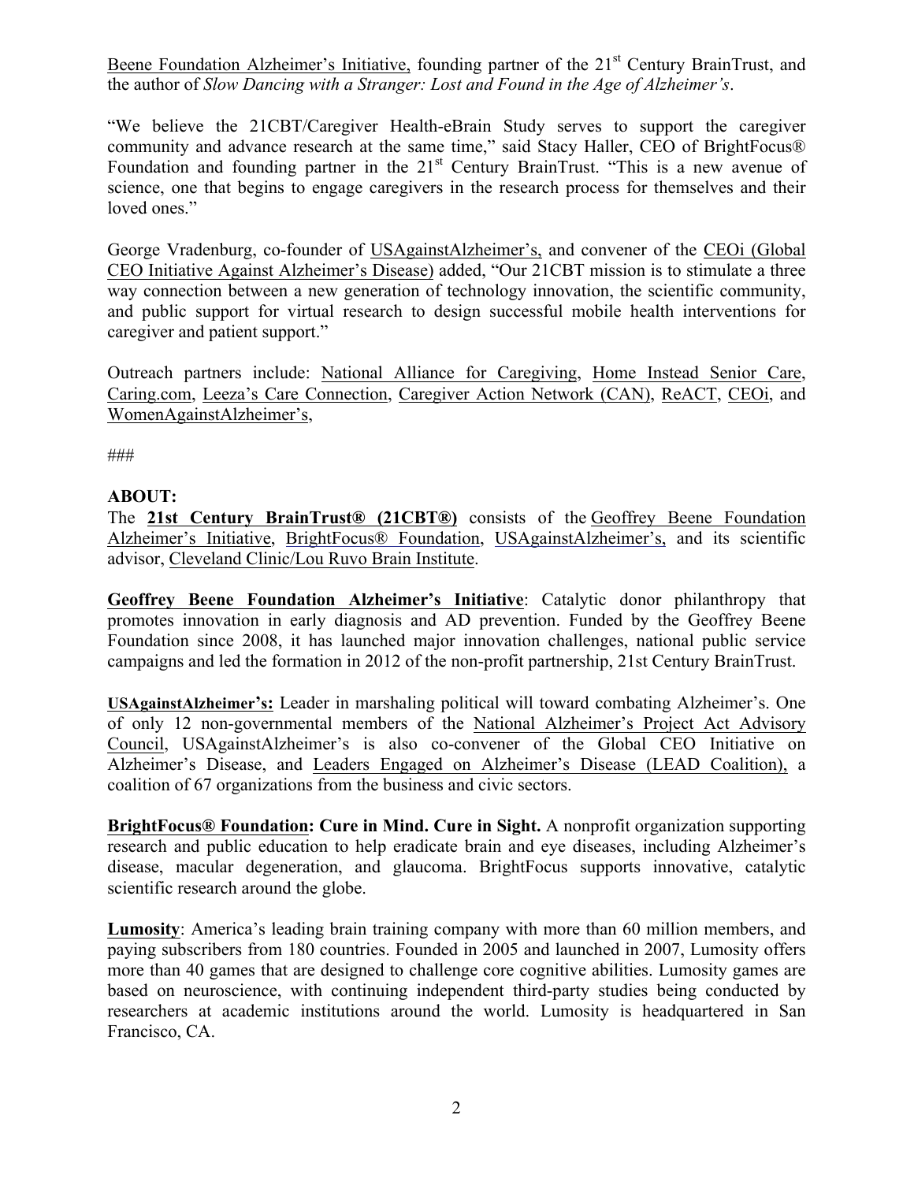Beene Foundation Alzheimer's Initiative, founding partner of the 21st Century BrainTrust, and the author of *Slow Dancing with a Stranger: Lost and Found in the Age of Alzheimer's*.

"We believe the 21CBT/Caregiver Health-eBrain Study serves to support the caregiver community and advance research at the same time," said Stacy Haller, CEO of BrightFocus® Foundation and founding partner in the 21st Century BrainTrust. "This is a new avenue of science, one that begins to engage caregivers in the research process for themselves and their loved ones."

George Vradenburg, co-founder of USAgainstAlzheimer's, and convener of the CEOi (Global CEO Initiative Against Alzheimer's Disease) added, "Our 21CBT mission is to stimulate a three way connection between a new generation of technology innovation, the scientific community, and public support for virtual research to design successful mobile health interventions for caregiver and patient support."

Outreach partners include: National Alliance for Caregiving, Home Instead Senior Care, Caring.com, Leeza's Care Connection, Caregiver Action Network (CAN), ReACT, CEOi, and WomenAgainstAlzheimer's,

###

**ABOUT:**

The **21st Century BrainTrust® (21CBT®)** consists of the Geoffrey Beene Foundation Alzheimer's Initiative, BrightFocus® Foundation, USAgainstAlzheimer's, and its scientific advisor, Cleveland Clinic/Lou Ruvo Brain Institute.

**Geoffrey Beene Foundation Alzheimer's Initiative**: Catalytic donor philanthropy that promotes innovation in early diagnosis and AD prevention. Funded by the Geoffrey Beene Foundation since 2008, it has launched major innovation challenges, national public service campaigns and led the formation in 2012 of the non-profit partnership, 21st Century BrainTrust.

**USAgainstAlzheimer's:** Leader in marshaling political will toward combating Alzheimer's. One of only 12 non-governmental members of the National Alzheimer's Project Act Advisory Council, USAgainstAlzheimer's is also co-convener of the Global CEO Initiative on Alzheimer's Disease, and Leaders Engaged on Alzheimer's Disease (LEAD Coalition), a coalition of 67 organizations from the business and civic sectors.

**BrightFocus® Foundation: Cure in Mind. Cure in Sight.** A nonprofit organization supporting research and public education to help eradicate brain and eye diseases, including Alzheimer's disease, macular degeneration, and glaucoma. BrightFocus supports innovative, catalytic scientific research around the globe.

**Lumosity**: America's leading brain training company with more than 60 million members, and paying subscribers from 180 countries. Founded in 2005 and launched in 2007, Lumosity offers more than 40 games that are designed to challenge core cognitive abilities. Lumosity games are based on neuroscience, with continuing independent third-party studies being conducted by researchers at academic institutions around the world. Lumosity is headquartered in San Francisco, CA.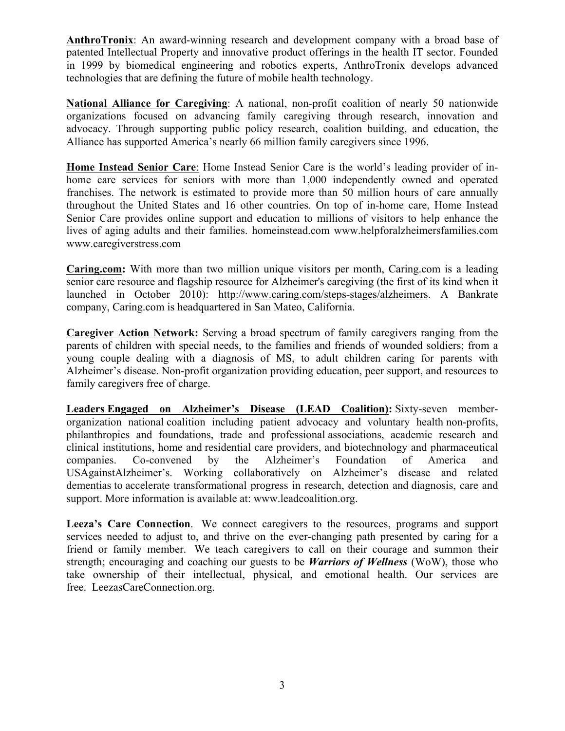**AnthroTronix**: An award-winning research and development company with a broad base of patented Intellectual Property and innovative product offerings in the health IT sector. Founded in 1999 by biomedical engineering and robotics experts, AnthroTronix develops advanced technologies that are defining the future of mobile health technology.

**National Alliance for Caregiving**: A national, non-profit coalition of nearly 50 nationwide organizations focused on advancing family caregiving through research, innovation and advocacy. Through supporting public policy research, coalition building, and education, the Alliance has supported America's nearly 66 million family caregivers since 1996.

**Home Instead Senior Care**: Home Instead Senior Care is the world's leading provider of in-home care services for seniors with more than 1,000 independently owned and operated franchises. The network is estimated to provide more than 50 million hours of care annually throughout the United States and 16 other countries. On top of in-home care, Home Instead Senior Care provides online support and education to millions of visitors to help enhance the lives of aging adults and their families. homeinstead.com www.helpforalzheimersfamilies.com www.caregiverstress.com

**Caring.com:** With more than two million unique visitors per month, Caring.com is a leading senior care resource and flagship resource for Alzheimer's caregiving (the first of its kind when it launched in October 2010): http://www.caring.com/steps-stages/alzheimers. A Bankrate company, Caring.com is headquartered in San Mateo, California.

**Caregiver Action Network:** Serving a broad spectrum of family caregivers ranging from the parents of children with special needs, to the families and friends of wounded soldiers; from a young couple dealing with a diagnosis of MS, to adult children caring for parents with Alzheimer's disease. Non-profit organization providing education, peer support, and resources to family caregivers free of charge.

**Leaders Engaged on Alzheimer's Disease (LEAD Coalition):** Sixty-seven member-organization national coalition including patient advocacy and voluntary health non-profits, philanthropies and foundations, trade and professional associations, academic research and clinical institutions, home and residential care providers, and biotechnology and pharmaceutical companies. Co-convened by the Alzheimer's Foundation of America and USAgainstAlzheimer's. Working collaboratively on Alzheimer's disease and related dementias to accelerate transformational progress in research, detection and diagnosis, care and support. More information is available at: www.leadcoalition.org.

**Leeza's Care Connection**. We connect caregivers to the resources, programs and support services needed to adjust to, and thrive on the ever-changing path presented by caring for a friend or family member. We teach caregivers to call on their courage and summon their strength; encouraging and coaching our guests to be ***Warriors of Wellness*** (WoW), those who take ownership of their intellectual, physical, and emotional health. Our services are free. LeezasCareConnection.org.